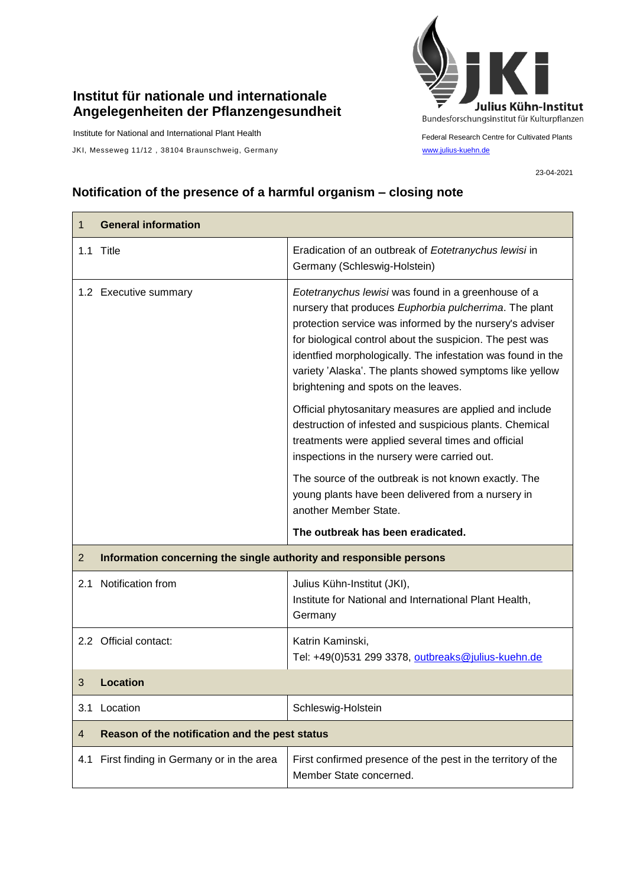**Institut für nationale und internationale Angelegenheiten der Pflanzengesundheit**

Institute for National and International Plant Health

JKI, Messeweg 11/12 , 38104 Braunschweig, Germany

Julius Kühn-Institut
Bundesforschungsinstitut für Kulturpflanzen

Federal Research Centre for Cultivated Plants
www.julius-kuehn.de

23-04-2021

## Notification of the presence of a harmful organism – closing note

| 1 **General information** | |
|---|---|
| 1.1 Title | Eradication of an outbreak of *Eotetranychus lewisi* in Germany (Schleswig-Holstein) |
| 1.2 Executive summary | *Eotetranychus lewisi* was found in a greenhouse of a nursery that produces *Euphorbia pulcherrima*. The plant protection service was informed by the nursery's adviser for biological control about the suspicion. The pest was identfied morphologically. The infestation was found in the variety 'Alaska'. The plants showed symptoms like yellow brightening and spots on the leaves.<br><br>Official phytosanitary measures are applied and include destruction of infested and suspicious plants. Chemical treatments were applied several times and official inspections in the nursery were carried out.<br><br>The source of the outbreak is not known exactly. The young plants have been delivered from a nursery in another Member State.<br><br>**The outbreak has been eradicated.** |
| 2 **Information concerning the single authority and responsible persons** | |
| 2.1 Notification from | Julius Kühn-Institut (JKI), Institute for National and International Plant Health, Germany |
| 2.2 Official contact: | Katrin Kaminski, Tel: +49(0)531 299 3378, outbreaks@julius-kuehn.de |
| 3 **Location** | |
| 3.1 Location | Schleswig-Holstein |
| 4 **Reason of the notification and the pest status** | |
| 4.1 First finding in Germany or in the area | First confirmed presence of the pest in the territory of the Member State concerned. |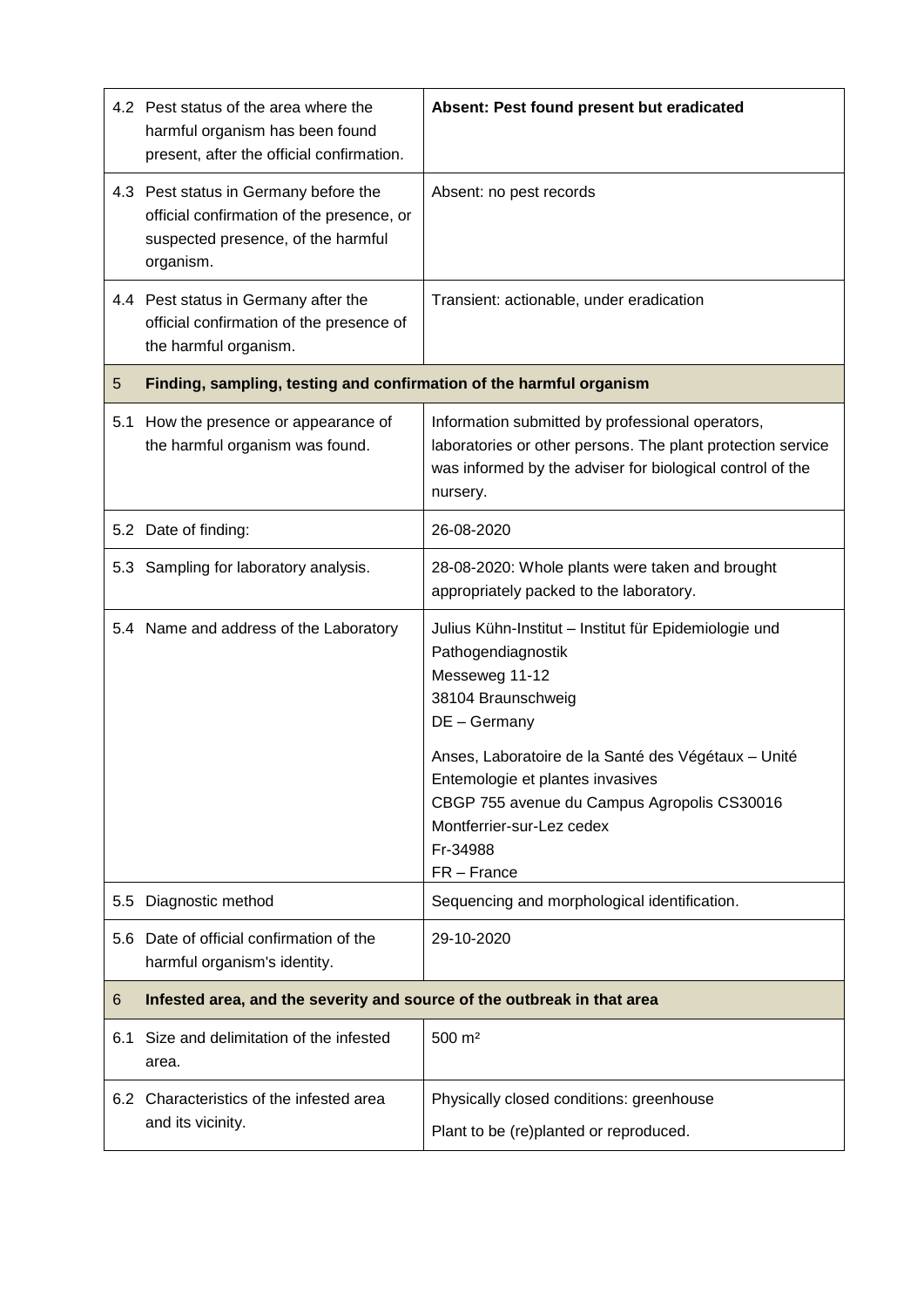| | | |
|---|---|---|
| 4.2 | Pest status of the area where the harmful organism has been found present, after the official confirmation. | **Absent: Pest found present but eradicated** |
| 4.3 | Pest status in Germany before the official confirmation of the presence, or suspected presence, of the harmful organism. | Absent: no pest records |
| 4.4 | Pest status in Germany after the official confirmation of the presence of the harmful organism. | Transient: actionable, under eradication |
| **5** | **Finding, sampling, testing and confirmation of the harmful organism** | |
| 5.1 | How the presence or appearance of the harmful organism was found. | Information submitted by professional operators, laboratories or other persons. The plant protection service was informed by the adviser for biological control of the nursery. |
| 5.2 | Date of finding: | 26-08-2020 |
| 5.3 | Sampling for laboratory analysis. | 28-08-2020: Whole plants were taken and brought appropriately packed to the laboratory. |
| 5.4 | Name and address of the Laboratory | Julius Kühn-Institut – Institut für Epidemiologie und Pathogendiagnostik<br>Messeweg 11-12<br>38104 Braunschweig<br>DE – Germany<br><br>Anses, Laboratoire de la Santé des Végétaux – Unité Entemologie et plantes invasives<br>CBGP 755 avenue du Campus Agropolis CS30016<br>Montferrier-sur-Lez cedex<br>Fr-34988<br>FR – France |
| 5.5 | Diagnostic method | Sequencing and morphological identification. |
| 5.6 | Date of official confirmation of the harmful organism's identity. | 29-10-2020 |
| **6** | **Infested area, and the severity and source of the outbreak in that area** | |
| 6.1 | Size and delimitation of the infested area. | 500 m² |
| 6.2 | Characteristics of the infested area and its vicinity. | Physically closed conditions: greenhouse<br><br>Plant to be (re)planted or reproduced. |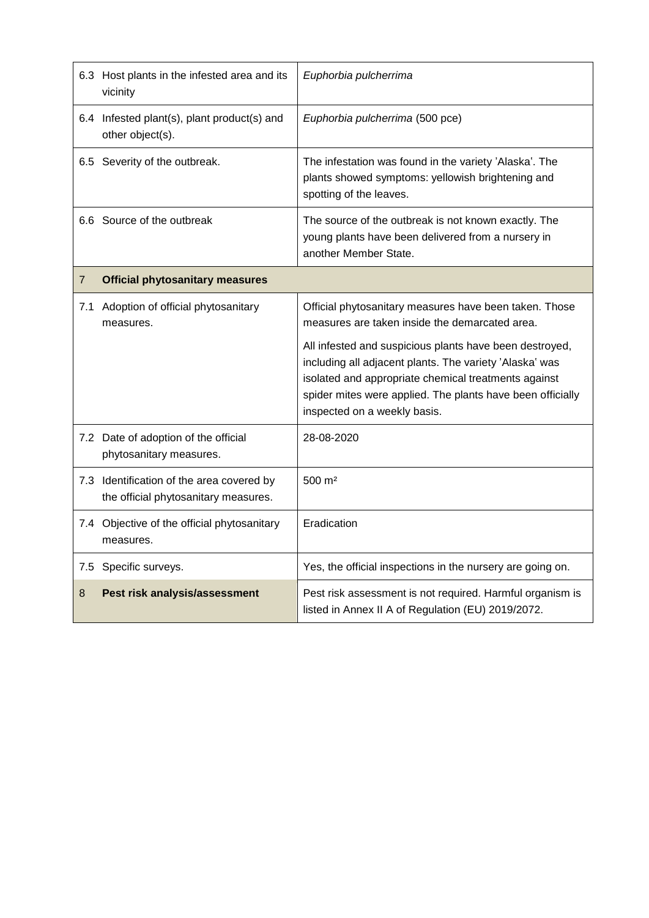| | | |
|---|---|---|
| 6.3 | Host plants in the infested area and its vicinity | *Euphorbia pulcherrima* |
| 6.4 | Infested plant(s), plant product(s) and other object(s). | *Euphorbia pulcherrima* (500 pce) |
| 6.5 | Severity of the outbreak. | The infestation was found in the variety 'Alaska'. The plants showed symptoms: yellowish brightening and spotting of the leaves. |
| 6.6 | Source of the outbreak | The source of the outbreak is not known exactly. The young plants have been delivered from a nursery in another Member State. |
| 7 | **Official phytosanitary measures** | |
| 7.1 | Adoption of official phytosanitary measures. | Official phytosanitary measures have been taken. Those measures are taken inside the demarcated area.<br><br>All infested and suspicious plants have been destroyed, including all adjacent plants. The variety 'Alaska' was isolated and appropriate chemical treatments against spider mites were applied. The plants have been officially inspected on a weekly basis. |
| 7.2 | Date of adoption of the official phytosanitary measures. | 28-08-2020 |
| 7.3 | Identification of the area covered by the official phytosanitary measures. | 500 m² |
| 7.4 | Objective of the official phytosanitary measures. | Eradication |
| 7.5 | Specific surveys. | Yes, the official inspections in the nursery are going on. |
| 8 | **Pest risk analysis/assessment** | Pest risk assessment is not required. Harmful organism is listed in Annex II A of Regulation (EU) 2019/2072. |